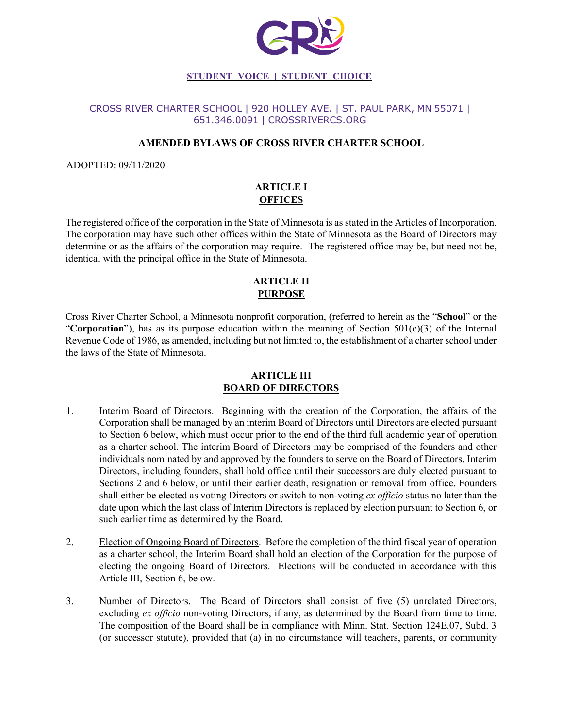**STUDENT VOICE | STUDENT CHOICE**

CROSS RIVER CHARTER SCHOOL | 920 HOLLEY AVE. | ST. PAUL PARK, MN 55071 | 651.346.0091 | CROSSRIVERCS.ORG

# AMENDED BYLAWS OF CROSS RIVER CHARTER SCHOOL

ADOPTED: 09/11/2020

## ARTICLE I
## OFFICES

The registered office of the corporation in the State of Minnesota is as stated in the Articles of Incorporation. The corporation may have such other offices within the State of Minnesota as the Board of Directors may determine or as the affairs of the corporation may require. The registered office may be, but need not be, identical with the principal office in the State of Minnesota.

## ARTICLE II
## PURPOSE

Cross River Charter School, a Minnesota nonprofit corporation, (referred to herein as the "**School**" or the "**Corporation**"), has as its purpose education within the meaning of Section 501(c)(3) of the Internal Revenue Code of 1986, as amended, including but not limited to, the establishment of a charter school under the laws of the State of Minnesota.

## ARTICLE III
## BOARD OF DIRECTORS

1. Interim Board of Directors. Beginning with the creation of the Corporation, the affairs of the Corporation shall be managed by an interim Board of Directors until Directors are elected pursuant to Section 6 below, which must occur prior to the end of the third full academic year of operation as a charter school. The interim Board of Directors may be comprised of the founders and other individuals nominated by and approved by the founders to serve on the Board of Directors. Interim Directors, including founders, shall hold office until their successors are duly elected pursuant to Sections 2 and 6 below, or until their earlier death, resignation or removal from office. Founders shall either be elected as voting Directors or switch to non-voting *ex officio* status no later than the date upon which the last class of Interim Directors is replaced by election pursuant to Section 6, or such earlier time as determined by the Board.

2. Election of Ongoing Board of Directors. Before the completion of the third fiscal year of operation as a charter school, the Interim Board shall hold an election of the Corporation for the purpose of electing the ongoing Board of Directors. Elections will be conducted in accordance with this Article III, Section 6, below.

3. Number of Directors. The Board of Directors shall consist of five (5) unrelated Directors, excluding *ex officio* non-voting Directors, if any, as determined by the Board from time to time. The composition of the Board shall be in compliance with Minn. Stat. Section 124E.07, Subd. 3 (or successor statute), provided that (a) in no circumstance will teachers, parents, or community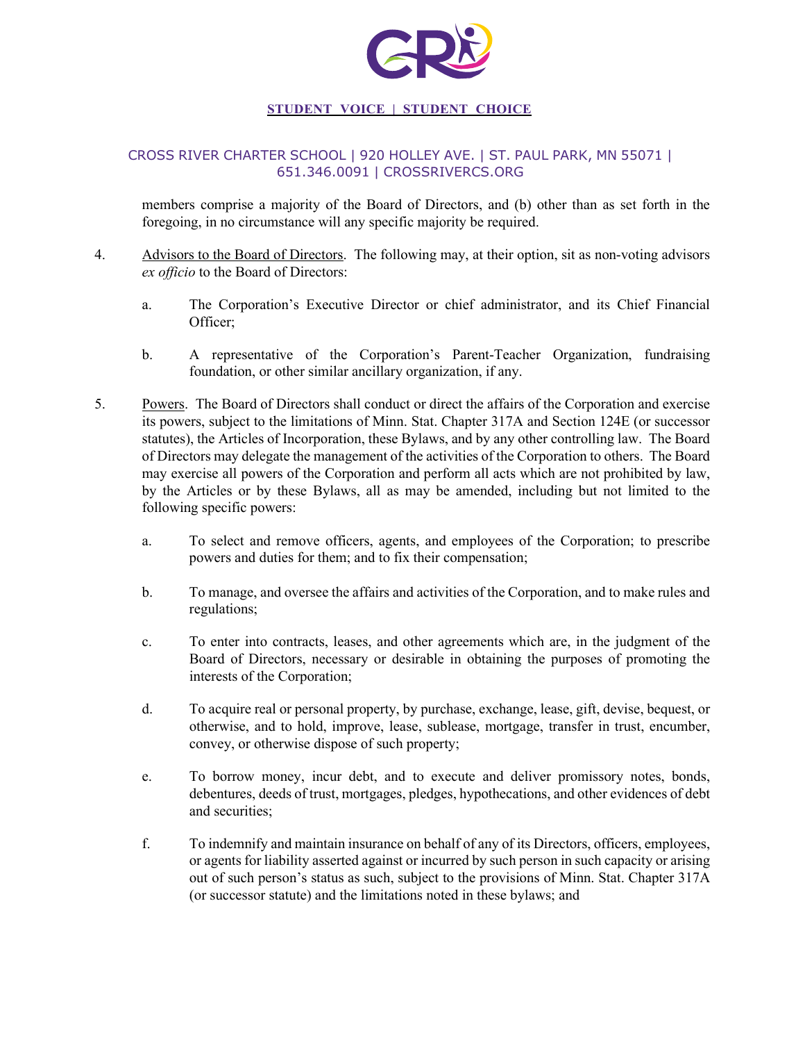members comprise a majority of the Board of Directors, and (b) other than as set forth in the foregoing, in no circumstance will any specific majority be required.

4. Advisors to the Board of Directors. The following may, at their option, sit as non-voting advisors *ex officio* to the Board of Directors:

   a. The Corporation's Executive Director or chief administrator, and its Chief Financial Officer;

   b. A representative of the Corporation's Parent-Teacher Organization, fundraising foundation, or other similar ancillary organization, if any.

5. Powers. The Board of Directors shall conduct or direct the affairs of the Corporation and exercise its powers, subject to the limitations of Minn. Stat. Chapter 317A and Section 124E (or successor statutes), the Articles of Incorporation, these Bylaws, and by any other controlling law. The Board of Directors may delegate the management of the activities of the Corporation to others. The Board may exercise all powers of the Corporation and perform all acts which are not prohibited by law, by the Articles or by these Bylaws, all as may be amended, including but not limited to the following specific powers:

   a. To select and remove officers, agents, and employees of the Corporation; to prescribe powers and duties for them; and to fix their compensation;

   b. To manage, and oversee the affairs and activities of the Corporation, and to make rules and regulations;

   c. To enter into contracts, leases, and other agreements which are, in the judgment of the Board of Directors, necessary or desirable in obtaining the purposes of promoting the interests of the Corporation;

   d. To acquire real or personal property, by purchase, exchange, lease, gift, devise, bequest, or otherwise, and to hold, improve, lease, sublease, mortgage, transfer in trust, encumber, convey, or otherwise dispose of such property;

   e. To borrow money, incur debt, and to execute and deliver promissory notes, bonds, debentures, deeds of trust, mortgages, pledges, hypothecations, and other evidences of debt and securities;

   f. To indemnify and maintain insurance on behalf of any of its Directors, officers, employees, or agents for liability asserted against or incurred by such person in such capacity or arising out of such person's status as such, subject to the provisions of Minn. Stat. Chapter 317A (or successor statute) and the limitations noted in these bylaws; and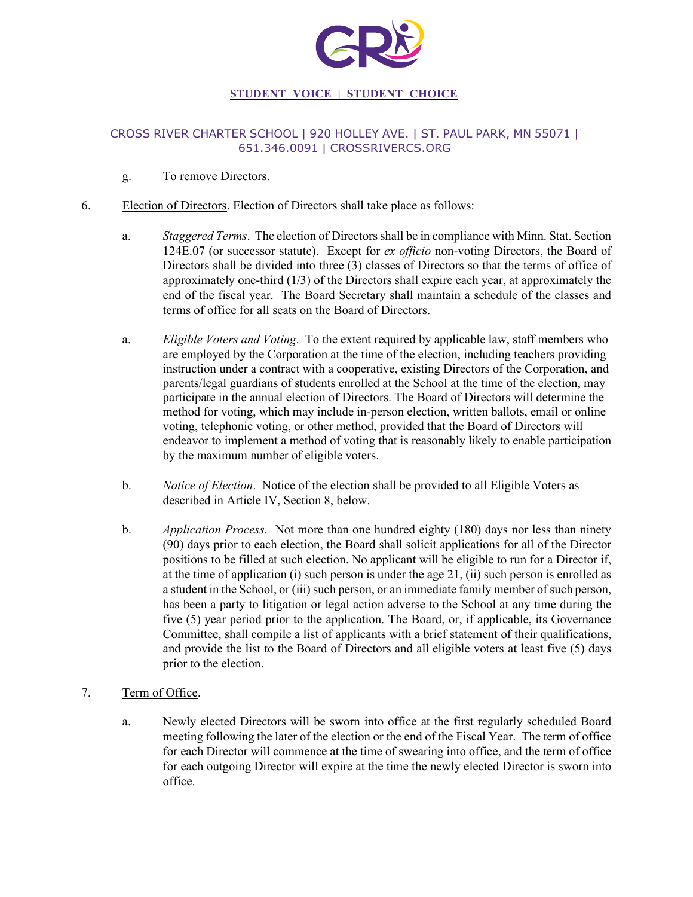g. To remove Directors.

6. Election of Directors. Election of Directors shall take place as follows:

   a. *Staggered Terms*. The election of Directors shall be in compliance with Minn. Stat. Section 124E.07 (or successor statute). Except for *ex officio* non-voting Directors, the Board of Directors shall be divided into three (3) classes of Directors so that the terms of office of approximately one-third (1/3) of the Directors shall expire each year, at approximately the end of the fiscal year. The Board Secretary shall maintain a schedule of the classes and terms of office for all seats on the Board of Directors.

   a. *Eligible Voters and Voting*. To the extent required by applicable law, staff members who are employed by the Corporation at the time of the election, including teachers providing instruction under a contract with a cooperative, existing Directors of the Corporation, and parents/legal guardians of students enrolled at the School at the time of the election, may participate in the annual election of Directors. The Board of Directors will determine the method for voting, which may include in-person election, written ballots, email or online voting, telephonic voting, or other method, provided that the Board of Directors will endeavor to implement a method of voting that is reasonably likely to enable participation by the maximum number of eligible voters.

   b. *Notice of Election*. Notice of the election shall be provided to all Eligible Voters as described in Article IV, Section 8, below.

   b. *Application Process*. Not more than one hundred eighty (180) days nor less than ninety (90) days prior to each election, the Board shall solicit applications for all of the Director positions to be filled at such election. No applicant will be eligible to run for a Director if, at the time of application (i) such person is under the age 21, (ii) such person is enrolled as a student in the School, or (iii) such person, or an immediate family member of such person, has been a party to litigation or legal action adverse to the School at any time during the five (5) year period prior to the application. The Board, or, if applicable, its Governance Committee, shall compile a list of applicants with a brief statement of their qualifications, and provide the list to the Board of Directors and all eligible voters at least five (5) days prior to the election.

7. Term of Office.

   a. Newly elected Directors will be sworn into office at the first regularly scheduled Board meeting following the later of the election or the end of the Fiscal Year. The term of office for each Director will commence at the time of swearing into office, and the term of office for each outgoing Director will expire at the time the newly elected Director is sworn into office.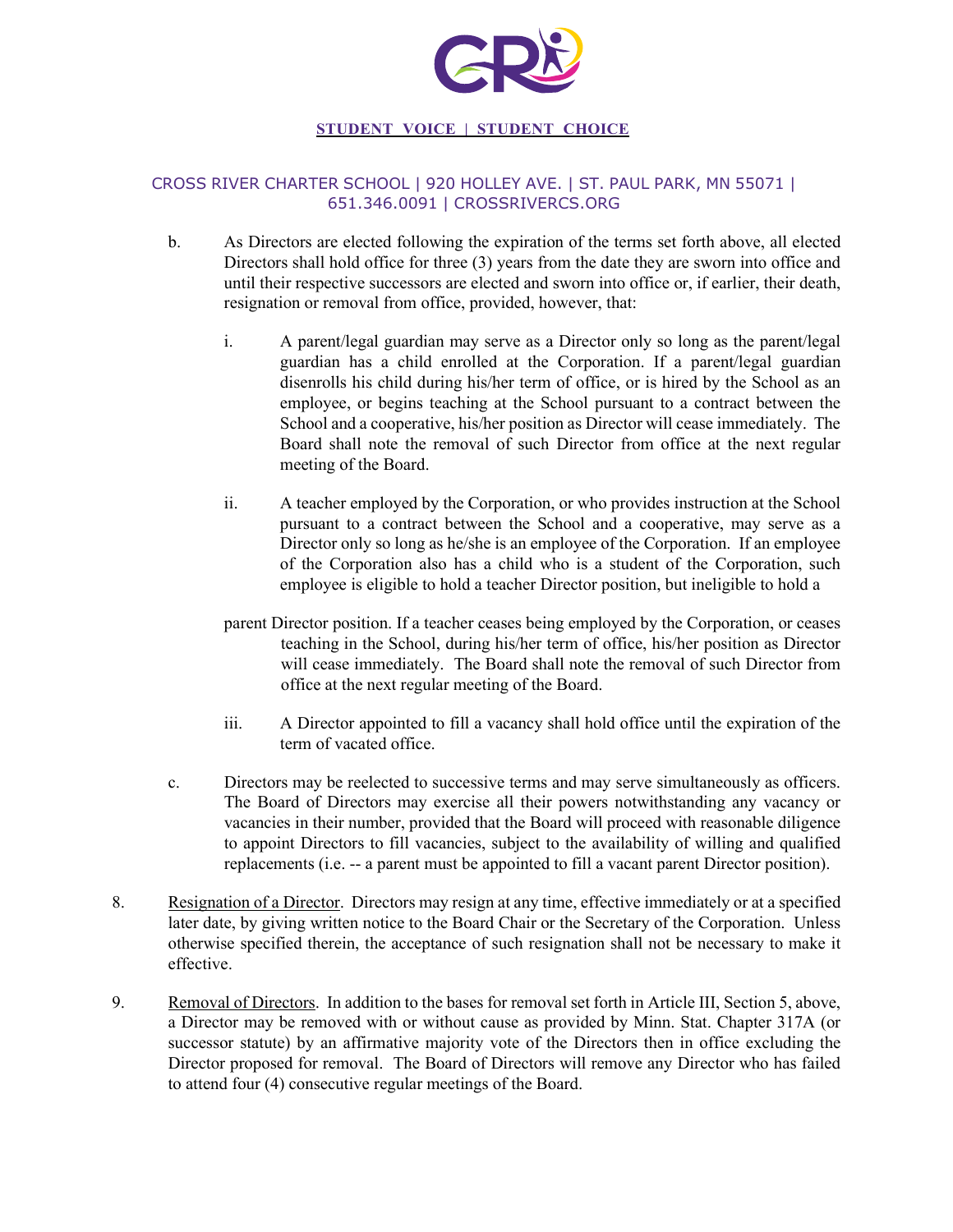b. As Directors are elected following the expiration of the terms set forth above, all elected Directors shall hold office for three (3) years from the date they are sworn into office and until their respective successors are elected and sworn into office or, if earlier, their death, resignation or removal from office, provided, however, that:

i. A parent/legal guardian may serve as a Director only so long as the parent/legal guardian has a child enrolled at the Corporation. If a parent/legal guardian disenrolls his child during his/her term of office, or is hired by the School as an employee, or begins teaching at the School pursuant to a contract between the School and a cooperative, his/her position as Director will cease immediately. The Board shall note the removal of such Director from office at the next regular meeting of the Board.

ii. A teacher employed by the Corporation, or who provides instruction at the School pursuant to a contract between the School and a cooperative, may serve as a Director only so long as he/she is an employee of the Corporation. If an employee of the Corporation also has a child who is a student of the Corporation, such employee is eligible to hold a teacher Director position, but ineligible to hold a parent Director position. If a teacher ceases being employed by the Corporation, or ceases teaching in the School, during his/her term of office, his/her position as Director will cease immediately. The Board shall note the removal of such Director from office at the next regular meeting of the Board.

iii. A Director appointed to fill a vacancy shall hold office until the expiration of the term of vacated office.

c. Directors may be reelected to successive terms and may serve simultaneously as officers. The Board of Directors may exercise all their powers notwithstanding any vacancy or vacancies in their number, provided that the Board will proceed with reasonable diligence to appoint Directors to fill vacancies, subject to the availability of willing and qualified replacements (i.e. -- a parent must be appointed to fill a vacant parent Director position).

8. Resignation of a Director. Directors may resign at any time, effective immediately or at a specified later date, by giving written notice to the Board Chair or the Secretary of the Corporation. Unless otherwise specified therein, the acceptance of such resignation shall not be necessary to make it effective.

9. Removal of Directors. In addition to the bases for removal set forth in Article III, Section 5, above, a Director may be removed with or without cause as provided by Minn. Stat. Chapter 317A (or successor statute) by an affirmative majority vote of the Directors then in office excluding the Director proposed for removal. The Board of Directors will remove any Director who has failed to attend four (4) consecutive regular meetings of the Board.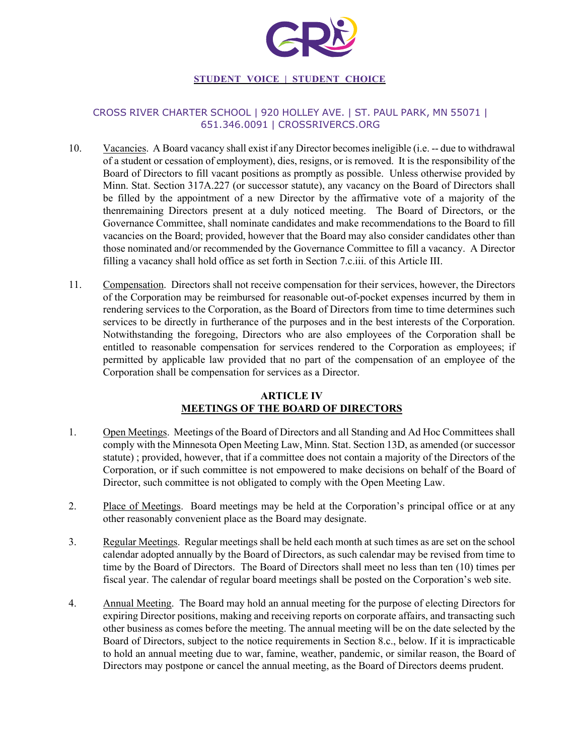10. Vacancies. A Board vacancy shall exist if any Director becomes ineligible (i.e. -- due to withdrawal of a student or cessation of employment), dies, resigns, or is removed. It is the responsibility of the Board of Directors to fill vacant positions as promptly as possible. Unless otherwise provided by Minn. Stat. Section 317A.227 (or successor statute), any vacancy on the Board of Directors shall be filled by the appointment of a new Director by the affirmative vote of a majority of the thenremaining Directors present at a duly noticed meeting. The Board of Directors, or the Governance Committee, shall nominate candidates and make recommendations to the Board to fill vacancies on the Board; provided, however that the Board may also consider candidates other than those nominated and/or recommended by the Governance Committee to fill a vacancy. A Director filling a vacancy shall hold office as set forth in Section 7.c.iii. of this Article III.

11. Compensation. Directors shall not receive compensation for their services, however, the Directors of the Corporation may be reimbursed for reasonable out-of-pocket expenses incurred by them in rendering services to the Corporation, as the Board of Directors from time to time determines such services to be directly in furtherance of the purposes and in the best interests of the Corporation. Notwithstanding the foregoing, Directors who are also employees of the Corporation shall be entitled to reasonable compensation for services rendered to the Corporation as employees; if permitted by applicable law provided that no part of the compensation of an employee of the Corporation shall be compensation for services as a Director.

## ARTICLE IV
## MEETINGS OF THE BOARD OF DIRECTORS

1. Open Meetings. Meetings of the Board of Directors and all Standing and Ad Hoc Committees shall comply with the Minnesota Open Meeting Law, Minn. Stat. Section 13D, as amended (or successor statute) ; provided, however, that if a committee does not contain a majority of the Directors of the Corporation, or if such committee is not empowered to make decisions on behalf of the Board of Director, such committee is not obligated to comply with the Open Meeting Law.

2. Place of Meetings. Board meetings may be held at the Corporation's principal office or at any other reasonably convenient place as the Board may designate.

3. Regular Meetings. Regular meetings shall be held each month at such times as are set on the school calendar adopted annually by the Board of Directors, as such calendar may be revised from time to time by the Board of Directors. The Board of Directors shall meet no less than ten (10) times per fiscal year. The calendar of regular board meetings shall be posted on the Corporation's web site.

4. Annual Meeting. The Board may hold an annual meeting for the purpose of electing Directors for expiring Director positions, making and receiving reports on corporate affairs, and transacting such other business as comes before the meeting. The annual meeting will be on the date selected by the Board of Directors, subject to the notice requirements in Section 8.c., below. If it is impracticable to hold an annual meeting due to war, famine, weather, pandemic, or similar reason, the Board of Directors may postpone or cancel the annual meeting, as the Board of Directors deems prudent.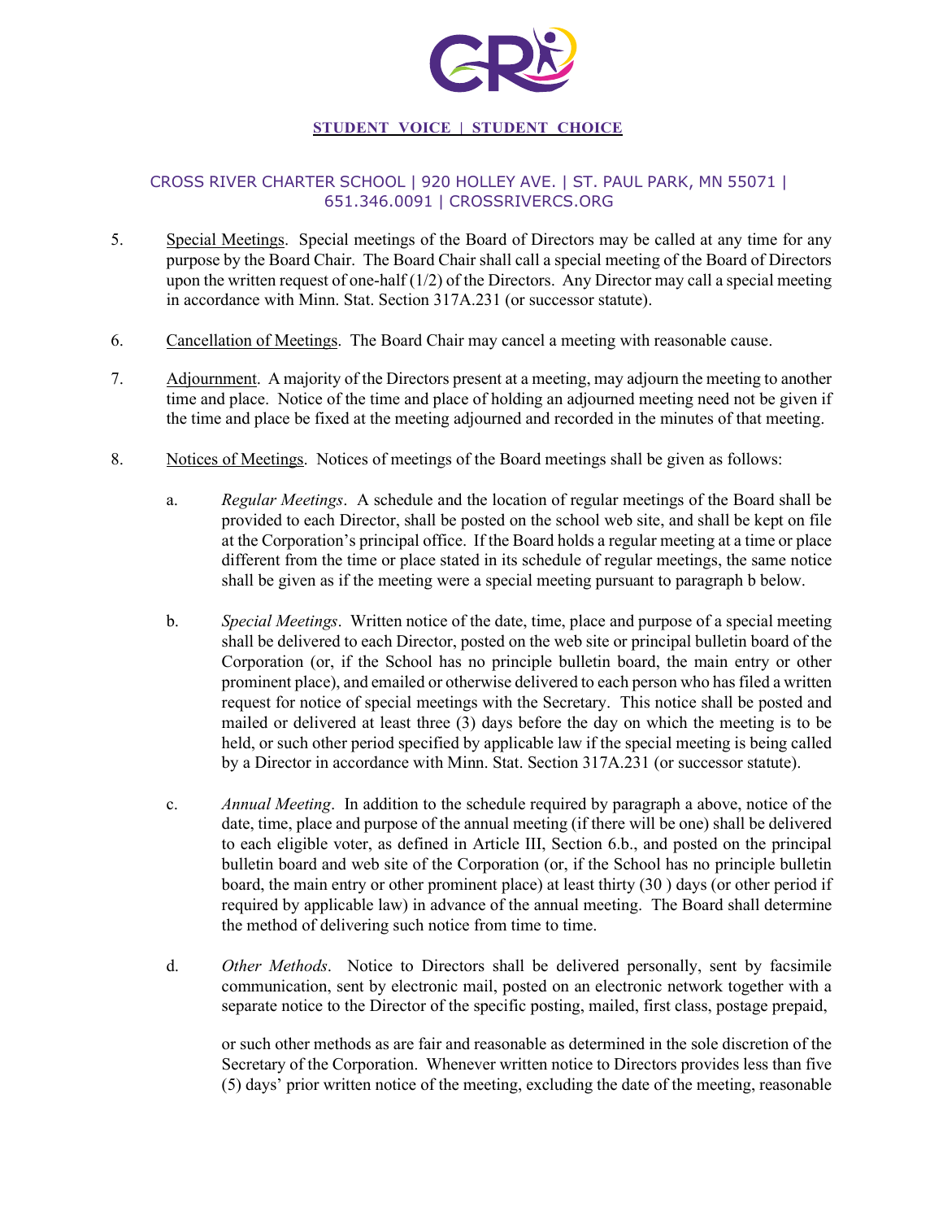5. Special Meetings. Special meetings of the Board of Directors may be called at any time for any purpose by the Board Chair. The Board Chair shall call a special meeting of the Board of Directors upon the written request of one-half (1/2) of the Directors. Any Director may call a special meeting in accordance with Minn. Stat. Section 317A.231 (or successor statute).

6. Cancellation of Meetings. The Board Chair may cancel a meeting with reasonable cause.

7. Adjournment. A majority of the Directors present at a meeting, may adjourn the meeting to another time and place. Notice of the time and place of holding an adjourned meeting need not be given if the time and place be fixed at the meeting adjourned and recorded in the minutes of that meeting.

8. Notices of Meetings. Notices of meetings of the Board meetings shall be given as follows:

   a. *Regular Meetings*. A schedule and the location of regular meetings of the Board shall be provided to each Director, shall be posted on the school web site, and shall be kept on file at the Corporation's principal office. If the Board holds a regular meeting at a time or place different from the time or place stated in its schedule of regular meetings, the same notice shall be given as if the meeting were a special meeting pursuant to paragraph b below.

   b. *Special Meetings*. Written notice of the date, time, place and purpose of a special meeting shall be delivered to each Director, posted on the web site or principal bulletin board of the Corporation (or, if the School has no principle bulletin board, the main entry or other prominent place), and emailed or otherwise delivered to each person who has filed a written request for notice of special meetings with the Secretary. This notice shall be posted and mailed or delivered at least three (3) days before the day on which the meeting is to be held, or such other period specified by applicable law if the special meeting is being called by a Director in accordance with Minn. Stat. Section 317A.231 (or successor statute).

   c. *Annual Meeting*. In addition to the schedule required by paragraph a above, notice of the date, time, place and purpose of the annual meeting (if there will be one) shall be delivered to each eligible voter, as defined in Article III, Section 6.b., and posted on the principal bulletin board and web site of the Corporation (or, if the School has no principle bulletin board, the main entry or other prominent place) at least thirty (30 ) days (or other period if required by applicable law) in advance of the annual meeting. The Board shall determine the method of delivering such notice from time to time.

   d. *Other Methods*. Notice to Directors shall be delivered personally, sent by facsimile communication, sent by electronic mail, posted on an electronic network together with a separate notice to the Director of the specific posting, mailed, first class, postage prepaid,

   or such other methods as are fair and reasonable as determined in the sole discretion of the Secretary of the Corporation. Whenever written notice to Directors provides less than five (5) days' prior written notice of the meeting, excluding the date of the meeting, reasonable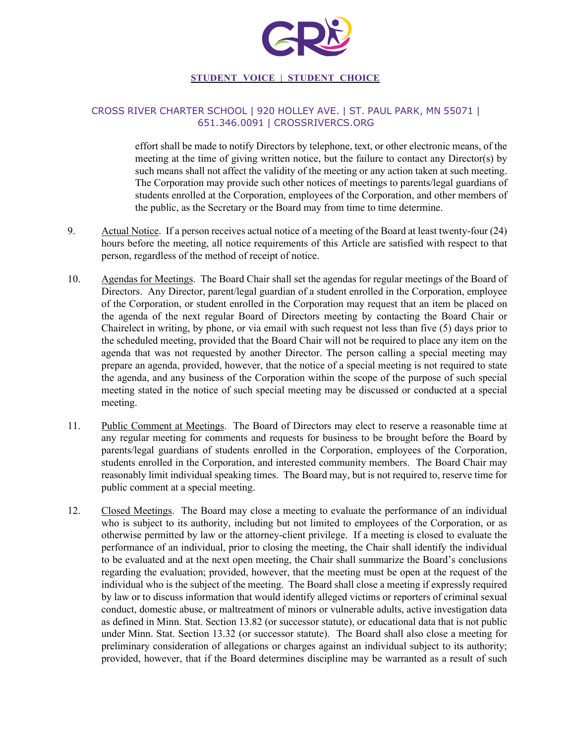effort shall be made to notify Directors by telephone, text, or other electronic means, of the meeting at the time of giving written notice, but the failure to contact any Director(s) by such means shall not affect the validity of the meeting or any action taken at such meeting. The Corporation may provide such other notices of meetings to parents/legal guardians of students enrolled at the Corporation, employees of the Corporation, and other members of the public, as the Secretary or the Board may from time to time determine.

9. Actual Notice. If a person receives actual notice of a meeting of the Board at least twenty-four (24) hours before the meeting, all notice requirements of this Article are satisfied with respect to that person, regardless of the method of receipt of notice.

10. Agendas for Meetings. The Board Chair shall set the agendas for regular meetings of the Board of Directors. Any Director, parent/legal guardian of a student enrolled in the Corporation, employee of the Corporation, or student enrolled in the Corporation may request that an item be placed on the agenda of the next regular Board of Directors meeting by contacting the Board Chair or Chairelect in writing, by phone, or via email with such request not less than five (5) days prior to the scheduled meeting, provided that the Board Chair will not be required to place any item on the agenda that was not requested by another Director. The person calling a special meeting may prepare an agenda, provided, however, that the notice of a special meeting is not required to state the agenda, and any business of the Corporation within the scope of the purpose of such special meeting stated in the notice of such special meeting may be discussed or conducted at a special meeting.

11. Public Comment at Meetings. The Board of Directors may elect to reserve a reasonable time at any regular meeting for comments and requests for business to be brought before the Board by parents/legal guardians of students enrolled in the Corporation, employees of the Corporation, students enrolled in the Corporation, and interested community members. The Board Chair may reasonably limit individual speaking times. The Board may, but is not required to, reserve time for public comment at a special meeting.

12. Closed Meetings. The Board may close a meeting to evaluate the performance of an individual who is subject to its authority, including but not limited to employees of the Corporation, or as otherwise permitted by law or the attorney-client privilege. If a meeting is closed to evaluate the performance of an individual, prior to closing the meeting, the Chair shall identify the individual to be evaluated and at the next open meeting, the Chair shall summarize the Board's conclusions regarding the evaluation; provided, however, that the meeting must be open at the request of the individual who is the subject of the meeting. The Board shall close a meeting if expressly required by law or to discuss information that would identify alleged victims or reporters of criminal sexual conduct, domestic abuse, or maltreatment of minors or vulnerable adults, active investigation data as defined in Minn. Stat. Section 13.82 (or successor statute), or educational data that is not public under Minn. Stat. Section 13.32 (or successor statute). The Board shall also close a meeting for preliminary consideration of allegations or charges against an individual subject to its authority; provided, however, that if the Board determines discipline may be warranted as a result of such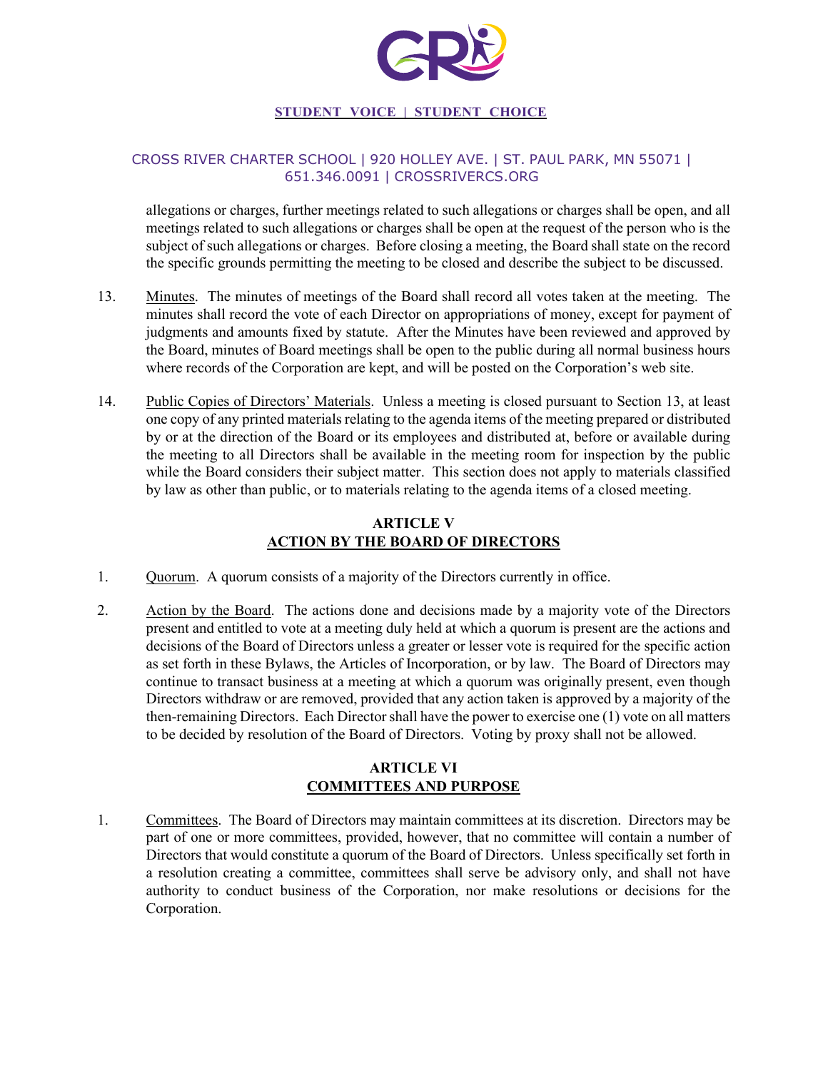allegations or charges, further meetings related to such allegations or charges shall be open, and all meetings related to such allegations or charges shall be open at the request of the person who is the subject of such allegations or charges. Before closing a meeting, the Board shall state on the record the specific grounds permitting the meeting to be closed and describe the subject to be discussed.

13. Minutes. The minutes of meetings of the Board shall record all votes taken at the meeting. The minutes shall record the vote of each Director on appropriations of money, except for payment of judgments and amounts fixed by statute. After the Minutes have been reviewed and approved by the Board, minutes of Board meetings shall be open to the public during all normal business hours where records of the Corporation are kept, and will be posted on the Corporation's web site.

14. Public Copies of Directors' Materials. Unless a meeting is closed pursuant to Section 13, at least one copy of any printed materials relating to the agenda items of the meeting prepared or distributed by or at the direction of the Board or its employees and distributed at, before or available during the meeting to all Directors shall be available in the meeting room for inspection by the public while the Board considers their subject matter. This section does not apply to materials classified by law as other than public, or to materials relating to the agenda items of a closed meeting.

## ARTICLE V
## ACTION BY THE BOARD OF DIRECTORS

1. Quorum. A quorum consists of a majority of the Directors currently in office.

2. Action by the Board. The actions done and decisions made by a majority vote of the Directors present and entitled to vote at a meeting duly held at which a quorum is present are the actions and decisions of the Board of Directors unless a greater or lesser vote is required for the specific action as set forth in these Bylaws, the Articles of Incorporation, or by law. The Board of Directors may continue to transact business at a meeting at which a quorum was originally present, even though Directors withdraw or are removed, provided that any action taken is approved by a majority of the then-remaining Directors. Each Director shall have the power to exercise one (1) vote on all matters to be decided by resolution of the Board of Directors. Voting by proxy shall not be allowed.

## ARTICLE VI
## COMMITTEES AND PURPOSE

1. Committees. The Board of Directors may maintain committees at its discretion. Directors may be part of one or more committees, provided, however, that no committee will contain a number of Directors that would constitute a quorum of the Board of Directors. Unless specifically set forth in a resolution creating a committee, committees shall serve be advisory only, and shall not have authority to conduct business of the Corporation, nor make resolutions or decisions for the Corporation.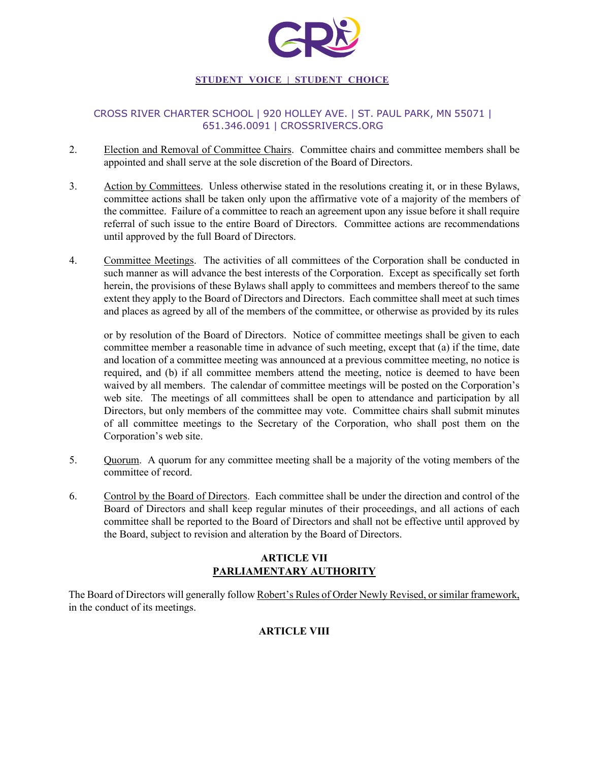2. Election and Removal of Committee Chairs. Committee chairs and committee members shall be appointed and shall serve at the sole discretion of the Board of Directors.

3. Action by Committees. Unless otherwise stated in the resolutions creating it, or in these Bylaws, committee actions shall be taken only upon the affirmative vote of a majority of the members of the committee. Failure of a committee to reach an agreement upon any issue before it shall require referral of such issue to the entire Board of Directors. Committee actions are recommendations until approved by the full Board of Directors.

4. Committee Meetings. The activities of all committees of the Corporation shall be conducted in such manner as will advance the best interests of the Corporation. Except as specifically set forth herein, the provisions of these Bylaws shall apply to committees and members thereof to the same extent they apply to the Board of Directors and Directors. Each committee shall meet at such times and places as agreed by all of the members of the committee, or otherwise as provided by its rules or by resolution of the Board of Directors. Notice of committee meetings shall be given to each committee member a reasonable time in advance of such meeting, except that (a) if the time, date and location of a committee meeting was announced at a previous committee meeting, no notice is required, and (b) if all committee members attend the meeting, notice is deemed to have been waived by all members. The calendar of committee meetings will be posted on the Corporation's web site. The meetings of all committees shall be open to attendance and participation by all Directors, but only members of the committee may vote. Committee chairs shall submit minutes of all committee meetings to the Secretary of the Corporation, who shall post them on the Corporation's web site.

5. Quorum. A quorum for any committee meeting shall be a majority of the voting members of the committee of record.

6. Control by the Board of Directors. Each committee shall be under the direction and control of the Board of Directors and shall keep regular minutes of their proceedings, and all actions of each committee shall be reported to the Board of Directors and shall not be effective until approved by the Board, subject to revision and alteration by the Board of Directors.

## ARTICLE VII
## PARLIAMENTARY AUTHORITY

The Board of Directors will generally follow Robert's Rules of Order Newly Revised, or similar framework, in the conduct of its meetings.

## ARTICLE VIII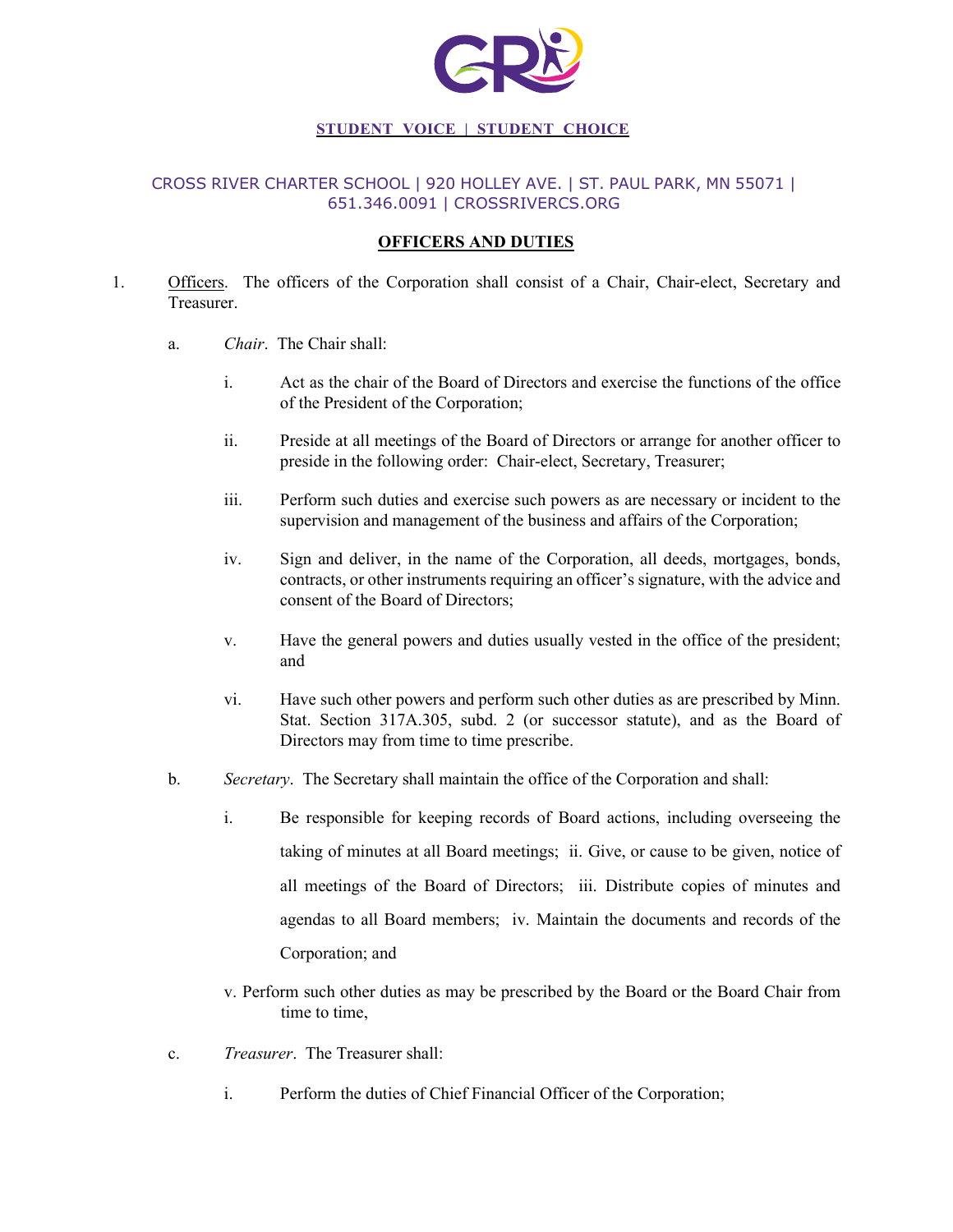**STUDENT VOICE | STUDENT CHOICE**

CROSS RIVER CHARTER SCHOOL | 920 HOLLEY AVE. | ST. PAUL PARK, MN 55071 | 651.346.0091 | CROSSRIVERCS.ORG

## OFFICERS AND DUTIES

1. Officers. The officers of the Corporation shall consist of a Chair, Chair-elect, Secretary and Treasurer.

   a. *Chair*. The Chair shall:

      i. Act as the chair of the Board of Directors and exercise the functions of the office of the President of the Corporation;

      ii. Preside at all meetings of the Board of Directors or arrange for another officer to preside in the following order: Chair-elect, Secretary, Treasurer;

      iii. Perform such duties and exercise such powers as are necessary or incident to the supervision and management of the business and affairs of the Corporation;

      iv. Sign and deliver, in the name of the Corporation, all deeds, mortgages, bonds, contracts, or other instruments requiring an officer's signature, with the advice and consent of the Board of Directors;

      v. Have the general powers and duties usually vested in the office of the president; and

      vi. Have such other powers and perform such other duties as are prescribed by Minn. Stat. Section 317A.305, subd. 2 (or successor statute), and as the Board of Directors may from time to time prescribe.

   b. *Secretary*. The Secretary shall maintain the office of the Corporation and shall:

      i. Be responsible for keeping records of Board actions, including overseeing the taking of minutes at all Board meetings; ii. Give, or cause to be given, notice of all meetings of the Board of Directors; iii. Distribute copies of minutes and agendas to all Board members; iv. Maintain the documents and records of the Corporation; and

      v. Perform such other duties as may be prescribed by the Board or the Board Chair from time to time,

   c. *Treasurer*. The Treasurer shall:

      i. Perform the duties of Chief Financial Officer of the Corporation;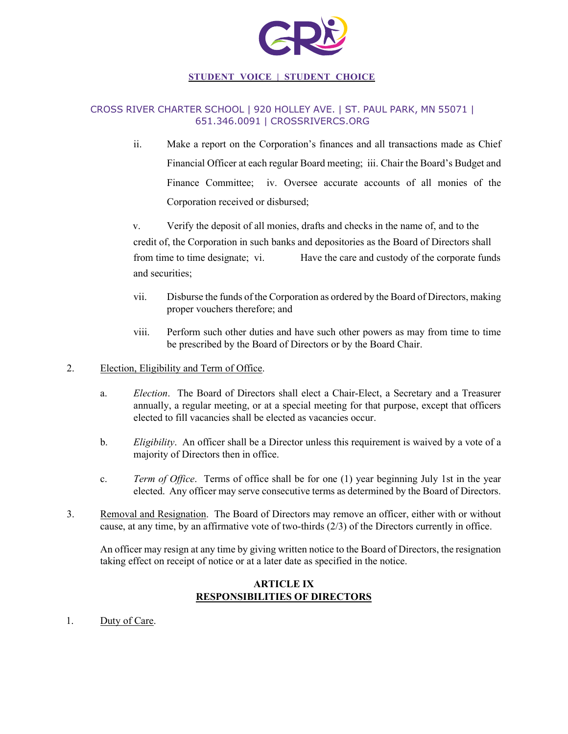ii. Make a report on the Corporation's finances and all transactions made as Chief Financial Officer at each regular Board meeting; iii. Chair the Board's Budget and Finance Committee; iv. Oversee accurate accounts of all monies of the Corporation received or disbursed;

v. Verify the deposit of all monies, drafts and checks in the name of, and to the credit of, the Corporation in such banks and depositories as the Board of Directors shall from time to time designate; vi. Have the care and custody of the corporate funds and securities;

vii. Disburse the funds of the Corporation as ordered by the Board of Directors, making proper vouchers therefore; and

viii. Perform such other duties and have such other powers as may from time to time be prescribed by the Board of Directors or by the Board Chair.

2. Election, Eligibility and Term of Office.

   a. *Election*. The Board of Directors shall elect a Chair-Elect, a Secretary and a Treasurer annually, a regular meeting, or at a special meeting for that purpose, except that officers elected to fill vacancies shall be elected as vacancies occur.

   b. *Eligibility*. An officer shall be a Director unless this requirement is waived by a vote of a majority of Directors then in office.

   c. *Term of Office*. Terms of office shall be for one (1) year beginning July 1st in the year elected. Any officer may serve consecutive terms as determined by the Board of Directors.

3. Removal and Resignation. The Board of Directors may remove an officer, either with or without cause, at any time, by an affirmative vote of two-thirds (2/3) of the Directors currently in office.

   An officer may resign at any time by giving written notice to the Board of Directors, the resignation taking effect on receipt of notice or at a later date as specified in the notice.

## ARTICLE IX
## RESPONSIBILITIES OF DIRECTORS

1. Duty of Care.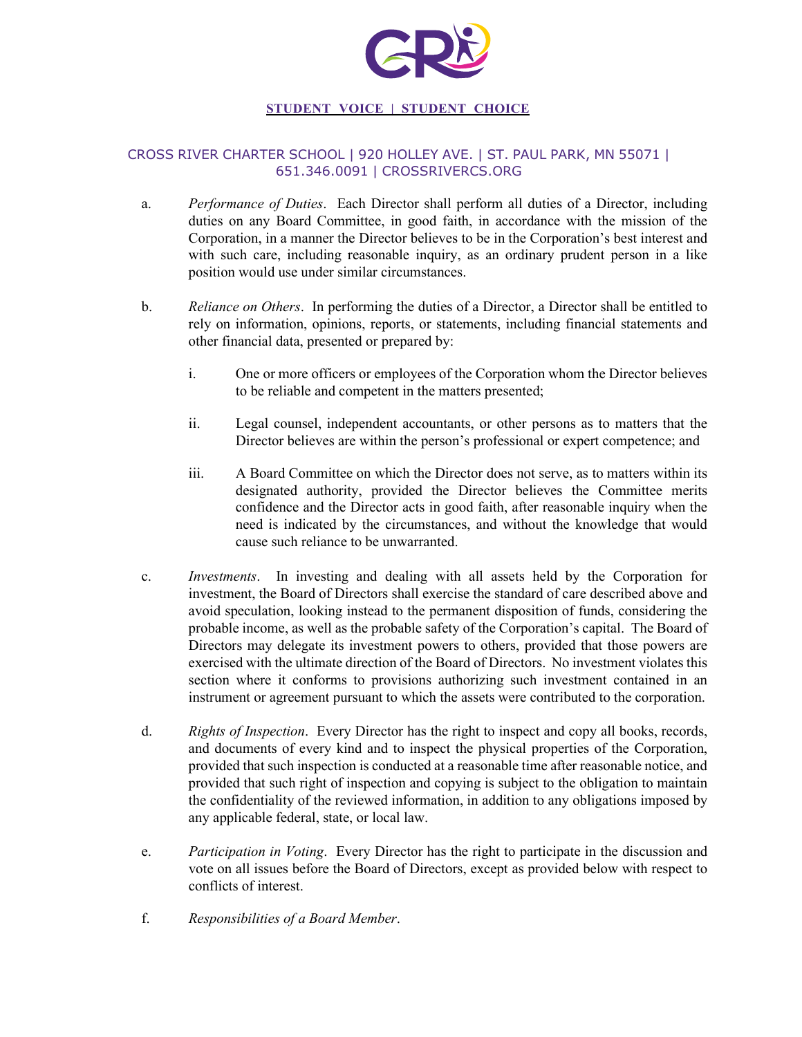a. *Performance of Duties*. Each Director shall perform all duties of a Director, including duties on any Board Committee, in good faith, in accordance with the mission of the Corporation, in a manner the Director believes to be in the Corporation's best interest and with such care, including reasonable inquiry, as an ordinary prudent person in a like position would use under similar circumstances.

b. *Reliance on Others*. In performing the duties of a Director, a Director shall be entitled to rely on information, opinions, reports, or statements, including financial statements and other financial data, presented or prepared by:

   i. One or more officers or employees of the Corporation whom the Director believes to be reliable and competent in the matters presented;

   ii. Legal counsel, independent accountants, or other persons as to matters that the Director believes are within the person's professional or expert competence; and

   iii. A Board Committee on which the Director does not serve, as to matters within its designated authority, provided the Director believes the Committee merits confidence and the Director acts in good faith, after reasonable inquiry when the need is indicated by the circumstances, and without the knowledge that would cause such reliance to be unwarranted.

c. *Investments*. In investing and dealing with all assets held by the Corporation for investment, the Board of Directors shall exercise the standard of care described above and avoid speculation, looking instead to the permanent disposition of funds, considering the probable income, as well as the probable safety of the Corporation's capital. The Board of Directors may delegate its investment powers to others, provided that those powers are exercised with the ultimate direction of the Board of Directors. No investment violates this section where it conforms to provisions authorizing such investment contained in an instrument or agreement pursuant to which the assets were contributed to the corporation.

d. *Rights of Inspection*. Every Director has the right to inspect and copy all books, records, and documents of every kind and to inspect the physical properties of the Corporation, provided that such inspection is conducted at a reasonable time after reasonable notice, and provided that such right of inspection and copying is subject to the obligation to maintain the confidentiality of the reviewed information, in addition to any obligations imposed by any applicable federal, state, or local law.

e. *Participation in Voting*. Every Director has the right to participate in the discussion and vote on all issues before the Board of Directors, except as provided below with respect to conflicts of interest.

f. *Responsibilities of a Board Member*.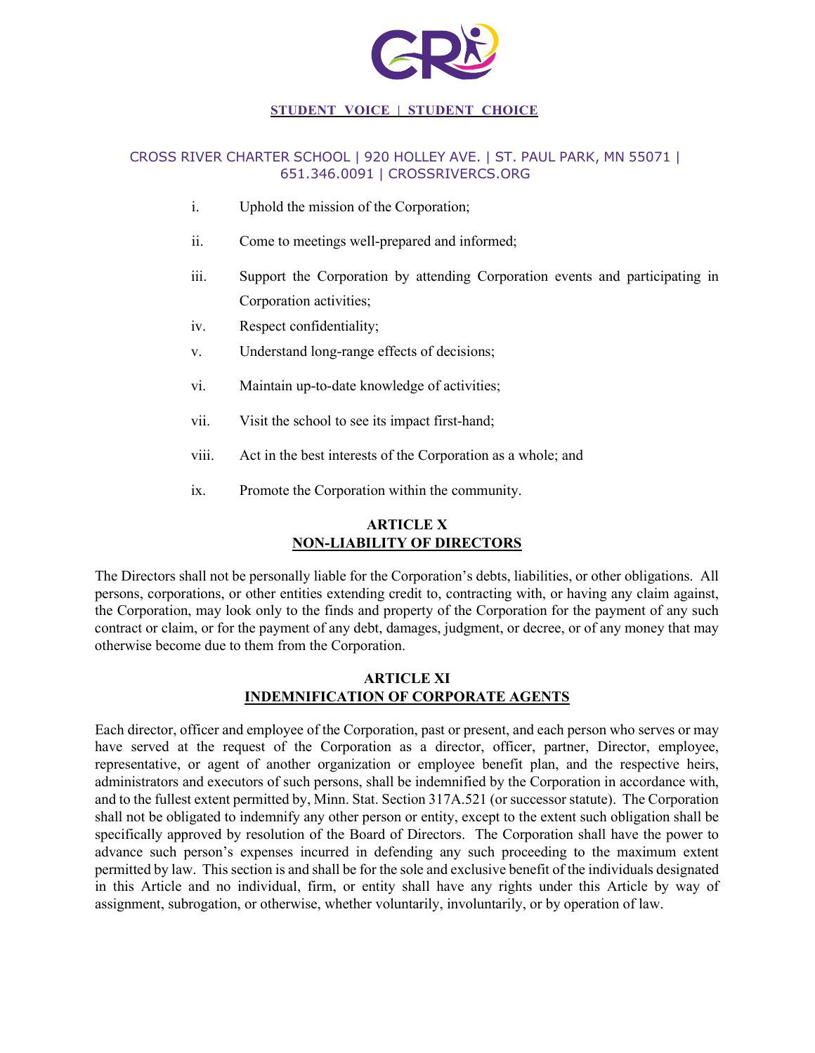i. Uphold the mission of the Corporation;

ii. Come to meetings well-prepared and informed;

iii. Support the Corporation by attending Corporation events and participating in Corporation activities;

iv. Respect confidentiality;

v. Understand long-range effects of decisions;

vi. Maintain up-to-date knowledge of activities;

vii. Visit the school to see its impact first-hand;

viii. Act in the best interests of the Corporation as a whole; and

ix. Promote the Corporation within the community.

## ARTICLE X
## NON-LIABILITY OF DIRECTORS

The Directors shall not be personally liable for the Corporation's debts, liabilities, or other obligations. All persons, corporations, or other entities extending credit to, contracting with, or having any claim against, the Corporation, may look only to the finds and property of the Corporation for the payment of any such contract or claim, or for the payment of any debt, damages, judgment, or decree, or of any money that may otherwise become due to them from the Corporation.

## ARTICLE XI
## INDEMNIFICATION OF CORPORATE AGENTS

Each director, officer and employee of the Corporation, past or present, and each person who serves or may have served at the request of the Corporation as a director, officer, partner, Director, employee, representative, or agent of another organization or employee benefit plan, and the respective heirs, administrators and executors of such persons, shall be indemnified by the Corporation in accordance with, and to the fullest extent permitted by, Minn. Stat. Section 317A.521 (or successor statute). The Corporation shall not be obligated to indemnify any other person or entity, except to the extent such obligation shall be specifically approved by resolution of the Board of Directors. The Corporation shall have the power to advance such person's expenses incurred in defending any such proceeding to the maximum extent permitted by law. This section is and shall be for the sole and exclusive benefit of the individuals designated in this Article and no individual, firm, or entity shall have any rights under this Article by way of assignment, subrogation, or otherwise, whether voluntarily, involuntarily, or by operation of law.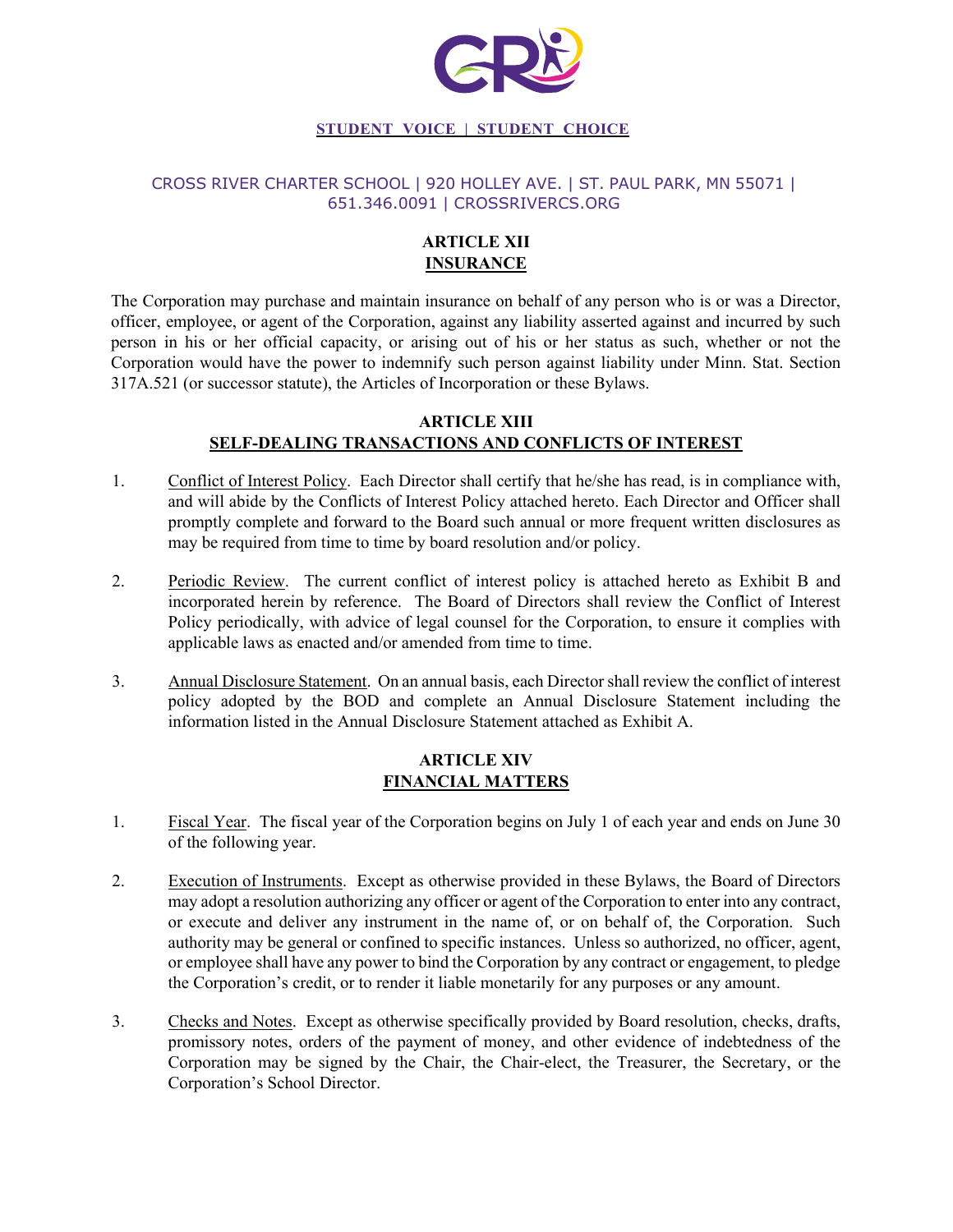## ARTICLE XII
## INSURANCE

The Corporation may purchase and maintain insurance on behalf of any person who is or was a Director, officer, employee, or agent of the Corporation, against any liability asserted against and incurred by such person in his or her official capacity, or arising out of his or her status as such, whether or not the Corporation would have the power to indemnify such person against liability under Minn. Stat. Section 317A.521 (or successor statute), the Articles of Incorporation or these Bylaws.

## ARTICLE XIII
## SELF-DEALING TRANSACTIONS AND CONFLICTS OF INTEREST

1. Conflict of Interest Policy. Each Director shall certify that he/she has read, is in compliance with, and will abide by the Conflicts of Interest Policy attached hereto. Each Director and Officer shall promptly complete and forward to the Board such annual or more frequent written disclosures as may be required from time to time by board resolution and/or policy.

2. Periodic Review. The current conflict of interest policy is attached hereto as Exhibit B and incorporated herein by reference. The Board of Directors shall review the Conflict of Interest Policy periodically, with advice of legal counsel for the Corporation, to ensure it complies with applicable laws as enacted and/or amended from time to time.

3. Annual Disclosure Statement. On an annual basis, each Director shall review the conflict of interest policy adopted by the BOD and complete an Annual Disclosure Statement including the information listed in the Annual Disclosure Statement attached as Exhibit A.

## ARTICLE XIV
## FINANCIAL MATTERS

1. Fiscal Year. The fiscal year of the Corporation begins on July 1 of each year and ends on June 30 of the following year.

2. Execution of Instruments. Except as otherwise provided in these Bylaws, the Board of Directors may adopt a resolution authorizing any officer or agent of the Corporation to enter into any contract, or execute and deliver any instrument in the name of, or on behalf of, the Corporation. Such authority may be general or confined to specific instances. Unless so authorized, no officer, agent, or employee shall have any power to bind the Corporation by any contract or engagement, to pledge the Corporation's credit, or to render it liable monetarily for any purposes or any amount.

3. Checks and Notes. Except as otherwise specifically provided by Board resolution, checks, drafts, promissory notes, orders of the payment of money, and other evidence of indebtedness of the Corporation may be signed by the Chair, the Chair-elect, the Treasurer, the Secretary, or the Corporation's School Director.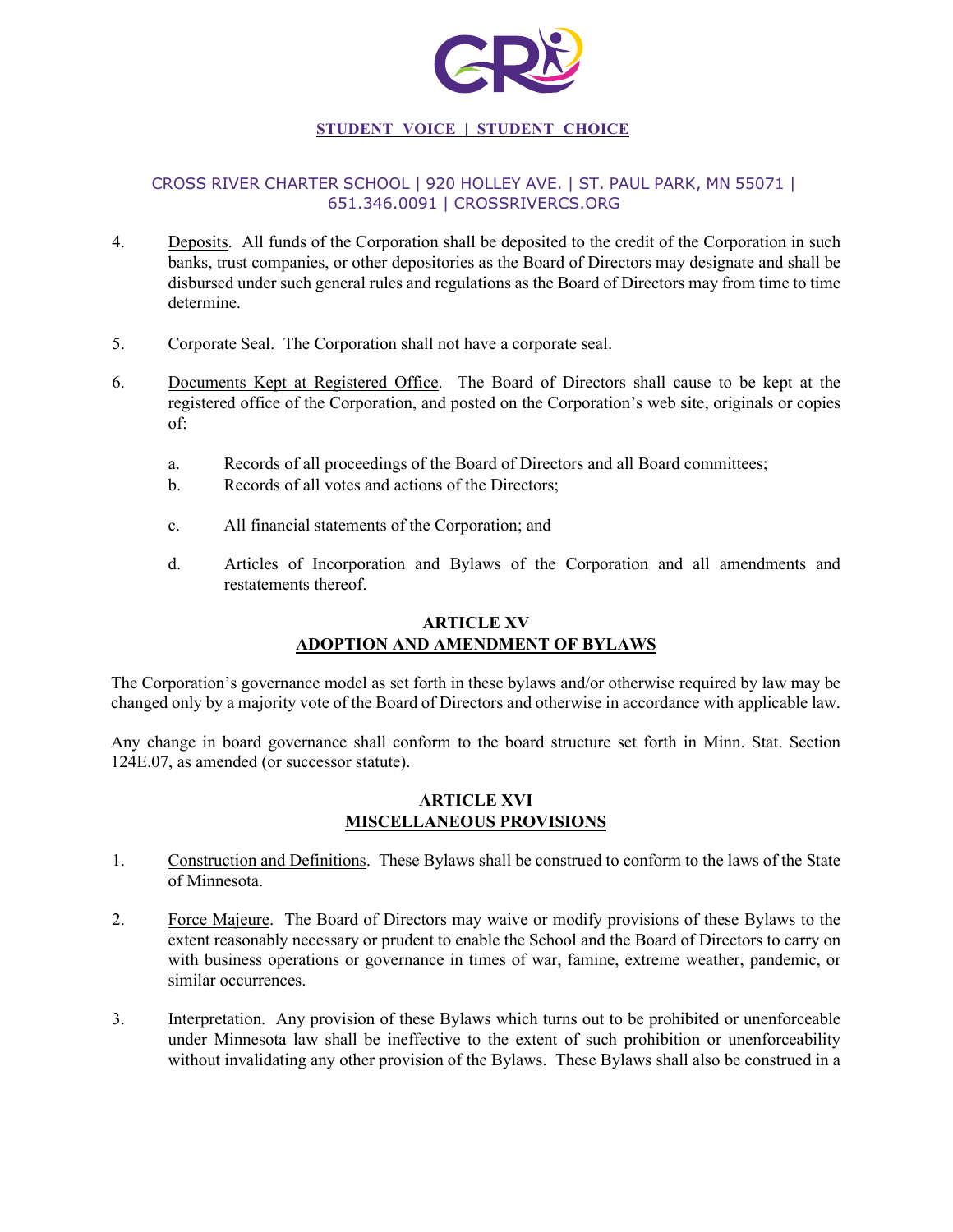4. Deposits. All funds of the Corporation shall be deposited to the credit of the Corporation in such banks, trust companies, or other depositories as the Board of Directors may designate and shall be disbursed under such general rules and regulations as the Board of Directors may from time to time determine.

5. Corporate Seal. The Corporation shall not have a corporate seal.

6. Documents Kept at Registered Office. The Board of Directors shall cause to be kept at the registered office of the Corporation, and posted on the Corporation's web site, originals or copies of:

   a. Records of all proceedings of the Board of Directors and all Board committees;
   b. Records of all votes and actions of the Directors;
   c. All financial statements of the Corporation; and
   d. Articles of Incorporation and Bylaws of the Corporation and all amendments and restatements thereof.

## ARTICLE XV
## ADOPTION AND AMENDMENT OF BYLAWS

The Corporation's governance model as set forth in these bylaws and/or otherwise required by law may be changed only by a majority vote of the Board of Directors and otherwise in accordance with applicable law.

Any change in board governance shall conform to the board structure set forth in Minn. Stat. Section 124E.07, as amended (or successor statute).

## ARTICLE XVI
## MISCELLANEOUS PROVISIONS

1. Construction and Definitions. These Bylaws shall be construed to conform to the laws of the State of Minnesota.

2. Force Majeure. The Board of Directors may waive or modify provisions of these Bylaws to the extent reasonably necessary or prudent to enable the School and the Board of Directors to carry on with business operations or governance in times of war, famine, extreme weather, pandemic, or similar occurrences.

3. Interpretation. Any provision of these Bylaws which turns out to be prohibited or unenforceable under Minnesota law shall be ineffective to the extent of such prohibition or unenforceability without invalidating any other provision of the Bylaws. These Bylaws shall also be construed in a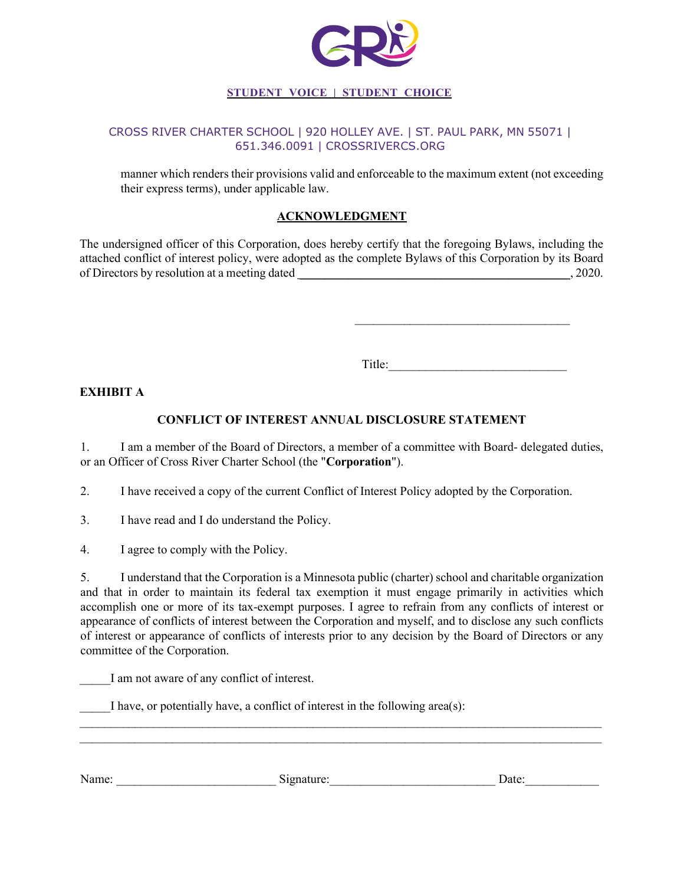manner which renders their provisions valid and enforceable to the maximum extent (not exceeding their express terms), under applicable law.

## ACKNOWLEDGMENT

The undersigned officer of this Corporation, does hereby certify that the foregoing Bylaws, including the attached conflict of interest policy, were adopted as the complete Bylaws of this Corporation by its Board of Directors by resolution at a meeting dated ______________________________________________, 2020.

___________________________________

Title:____________________________

**EXHIBIT A**

## CONFLICT OF INTEREST ANNUAL DISCLOSURE STATEMENT

1. I am a member of the Board of Directors, a member of a committee with Board- delegated duties, or an Officer of Cross River Charter School (the "**Corporation**").

2. I have received a copy of the current Conflict of Interest Policy adopted by the Corporation.

3. I have read and I do understand the Policy.

4. I agree to comply with the Policy.

5. I understand that the Corporation is a Minnesota public (charter) school and charitable organization and that in order to maintain its federal tax exemption it must engage primarily in activities which accomplish one or more of its tax-exempt purposes. I agree to refrain from any conflicts of interest or appearance of conflicts of interest between the Corporation and myself, and to disclose any such conflicts of interest or appearance of conflicts of interests prior to any decision by the Board of Directors or any committee of the Corporation.

_____I am not aware of any conflict of interest.

_____I have, or potentially have, a conflict of interest in the following area(s):

____________________________________________________________________________________

____________________________________________________________________________________

Name: _________________________ Signature:__________________________ Date:___________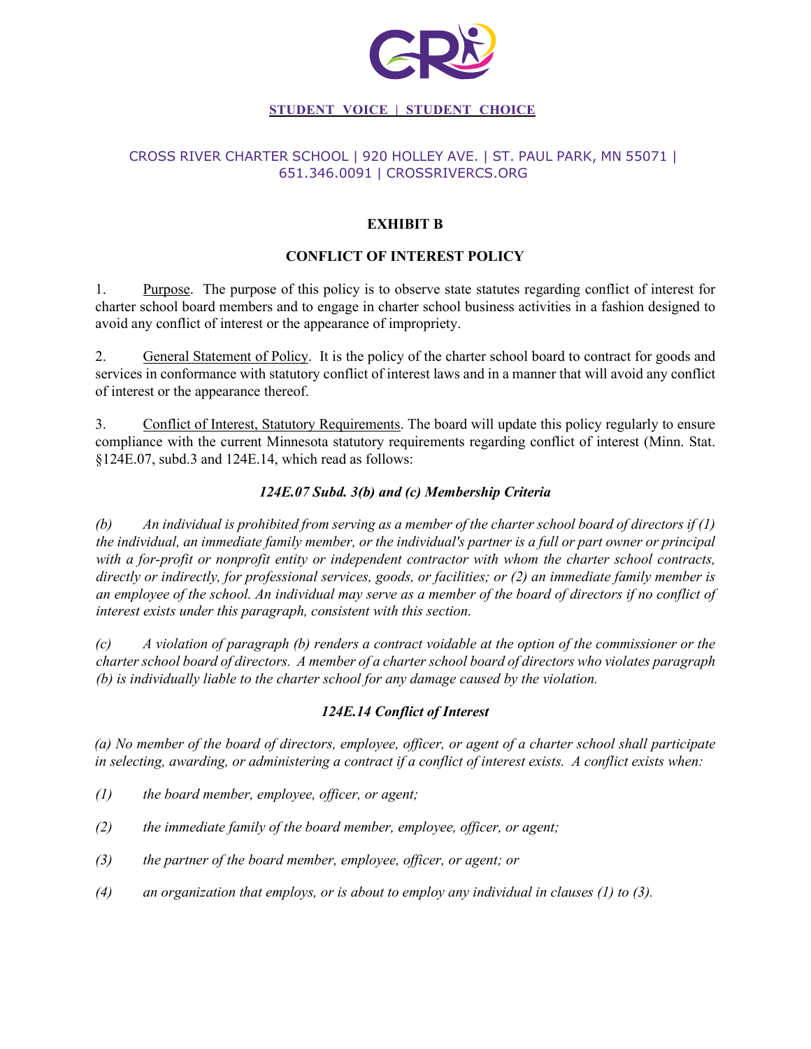**STUDENT VOICE | STUDENT CHOICE**

CROSS RIVER CHARTER SCHOOL | 920 HOLLEY AVE. | ST. PAUL PARK, MN 55071 | 651.346.0091 | CROSSRIVERCS.ORG

## EXHIBIT B

## CONFLICT OF INTEREST POLICY

1. Purpose. The purpose of this policy is to observe state statutes regarding conflict of interest for charter school board members and to engage in charter school business activities in a fashion designed to avoid any conflict of interest or the appearance of impropriety.

2. General Statement of Policy. It is the policy of the charter school board to contract for goods and services in conformance with statutory conflict of interest laws and in a manner that will avoid any conflict of interest or the appearance thereof.

3. Conflict of Interest, Statutory Requirements. The board will update this policy regularly to ensure compliance with the current Minnesota statutory requirements regarding conflict of interest (Minn. Stat. §124E.07, subd.3 and 124E.14, which read as follows:

### *124E.07 Subd. 3(b) and (c) Membership Criteria*

*(b) An individual is prohibited from serving as a member of the charter school board of directors if (1) the individual, an immediate family member, or the individual's partner is a full or part owner or principal with a for-profit or nonprofit entity or independent contractor with whom the charter school contracts, directly or indirectly, for professional services, goods, or facilities; or (2) an immediate family member is an employee of the school. An individual may serve as a member of the board of directors if no conflict of interest exists under this paragraph, consistent with this section.*

*(c) A violation of paragraph (b) renders a contract voidable at the option of the commissioner or the charter school board of directors. A member of a charter school board of directors who violates paragraph (b) is individually liable to the charter school for any damage caused by the violation.*

### *124E.14 Conflict of Interest*

*(a) No member of the board of directors, employee, officer, or agent of a charter school shall participate in selecting, awarding, or administering a contract if a conflict of interest exists. A conflict exists when:*

*(1) the board member, employee, officer, or agent;*

*(2) the immediate family of the board member, employee, officer, or agent;*

*(3) the partner of the board member, employee, officer, or agent; or*

*(4) an organization that employs, or is about to employ any individual in clauses (1) to (3).*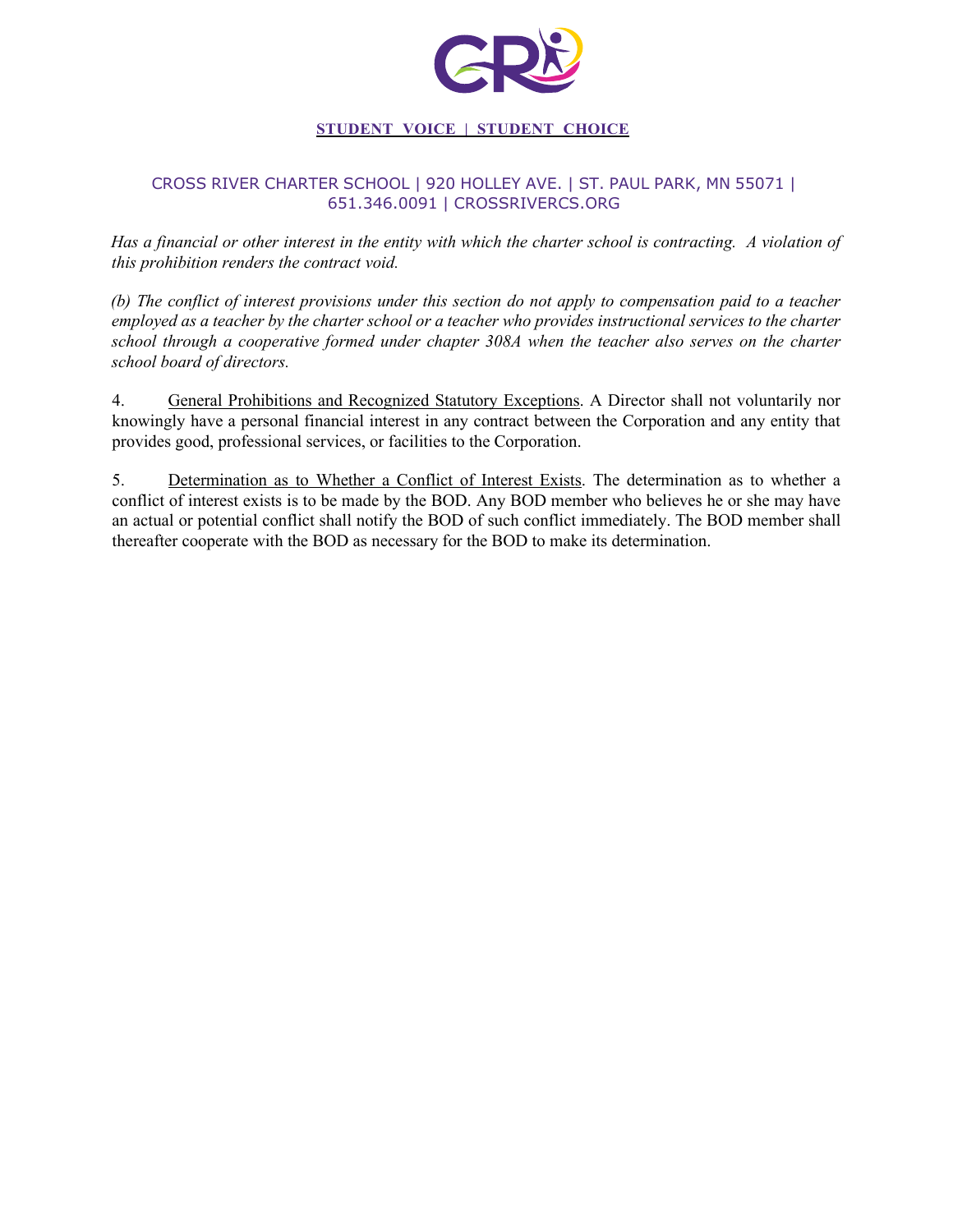*Has a financial or other interest in the entity with which the charter school is contracting. A violation of this prohibition renders the contract void.*

*(b) The conflict of interest provisions under this section do not apply to compensation paid to a teacher employed as a teacher by the charter school or a teacher who provides instructional services to the charter school through a cooperative formed under chapter 308A when the teacher also serves on the charter school board of directors.*

4. General Prohibitions and Recognized Statutory Exceptions. A Director shall not voluntarily nor knowingly have a personal financial interest in any contract between the Corporation and any entity that provides good, professional services, or facilities to the Corporation.

5. Determination as to Whether a Conflict of Interest Exists. The determination as to whether a conflict of interest exists is to be made by the BOD. Any BOD member who believes he or she may have an actual or potential conflict shall notify the BOD of such conflict immediately. The BOD member shall thereafter cooperate with the BOD as necessary for the BOD to make its determination.